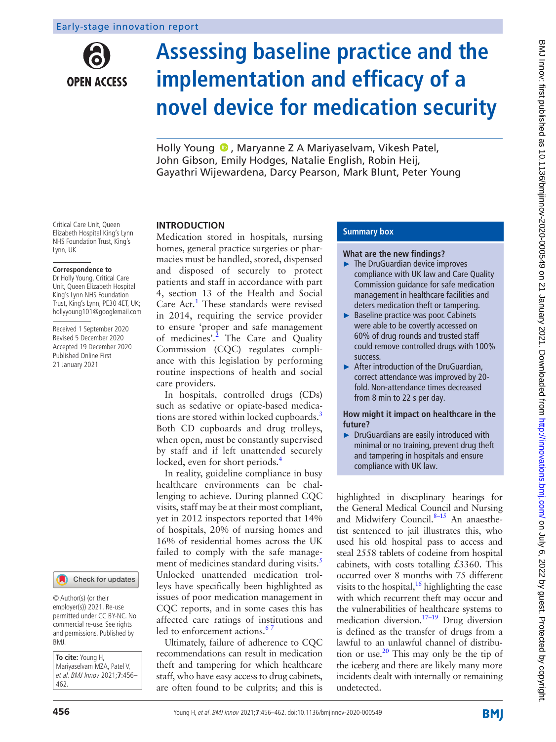Early-stage innovation report

# Assessing baseline practice and the implementation and efficacy of a novel device for medication security

Holly Young, Maryanne Z A Mariyaselvam, Vikesh Patel, John Gibson, Emily Hodges, Natalie English, Robin Heij, Gayathri Wijewardena, Darcy Pearson, Mark Blunt, Peter Young

Critical Care Unit, Queen Elizabeth Hospital King's Lynn NHS Foundation Trust, King's Lynn, UK

**Correspondence to**
Dr Holly Young, Critical Care Unit, Queen Elizabeth Hospital King's Lynn NHS Foundation Trust, King's Lynn, PE30 4ET, UK; hollyyoung101@googlemail.com

Received 1 September 2020
Revised 5 December 2020
Accepted 19 December 2020
Published Online First 21 January 2021

© Author(s) (or their employer(s)) 2021. Re-use permitted under CC BY-NC. No commercial re-use. See rights and permissions. Published by BMJ.

**To cite:** Young H, Mariyaselvam MZA, Patel V, *et al. BMJ Innov* 2021;**7**:456–462.

## Summary box

**What are the new findings?**

- The DruGuardian device improves compliance with UK law and Care Quality Commission guidance for safe medication management in healthcare facilities and deters medication theft or tampering.
- Baseline practice was poor. Cabinets were able to be covertly accessed on 60% of drug rounds and trusted staff could remove controlled drugs with 100% success.
- After introduction of the DruGuardian, correct attendance was improved by 20-fold. Non-attendance times decreased from 8 min to 22 s per day.

**How might it impact on healthcare in the future?**

- DruGuardians are easily introduced with minimal or no training, prevent drug theft and tampering in hospitals and ensure compliance with UK law.

## INTRODUCTION

Medication stored in hospitals, nursing homes, general practice surgeries or pharmacies must be handled, stored, dispensed and disposed of securely to protect patients and staff in accordance with part 4, section 13 of the Health and Social Care Act.[1] These standards were revised in 2014, requiring the service provider to ensure 'proper and safe management of medicines'.[2] The Care and Quality Commission (CQC) regulates compliance with this legislation by performing routine inspections of health and social care providers.

In hospitals, controlled drugs (CDs) such as sedative or opiate-based medications are stored within locked cupboards.[3] Both CD cupboards and drug trolleys, when open, must be constantly supervised by staff and if left unattended securely locked, even for short periods.[4]

In reality, guideline compliance in busy healthcare environments can be challenging to achieve. During planned CQC visits, staff may be at their most compliant, yet in 2012 inspectors reported that 14% of hospitals, 20% of nursing homes and 16% of residential homes across the UK failed to comply with the safe management of medicines standard during visits.[5] Unlocked unattended medication trolleys have specifically been highlighted as issues of poor medication management in CQC reports, and in some cases this has affected care ratings of institutions and led to enforcement actions.[6,7]

Ultimately, failure of adherence to CQC recommendations can result in medication theft and tampering for which healthcare staff, who have easy access to drug cabinets, are often found to be culprits; and this is highlighted in disciplinary hearings for the General Medical Council and Nursing and Midwifery Council.[8–15] An anaesthetist sentenced to jail illustrates this, who used his old hospital pass to access and steal 2558 tablets of codeine from hospital cabinets, with costs totalling £3360. This occurred over 8 months with 75 different visits to the hospital,[16] highlighting the ease with which recurrent theft may occur and the vulnerabilities of healthcare systems to medication diversion.[17–19] Drug diversion is defined as the transfer of drugs from a lawful to an unlawful channel of distribution or use.[20] This may only be the tip of the iceberg and there are likely many more incidents dealt with internally or remaining undetected.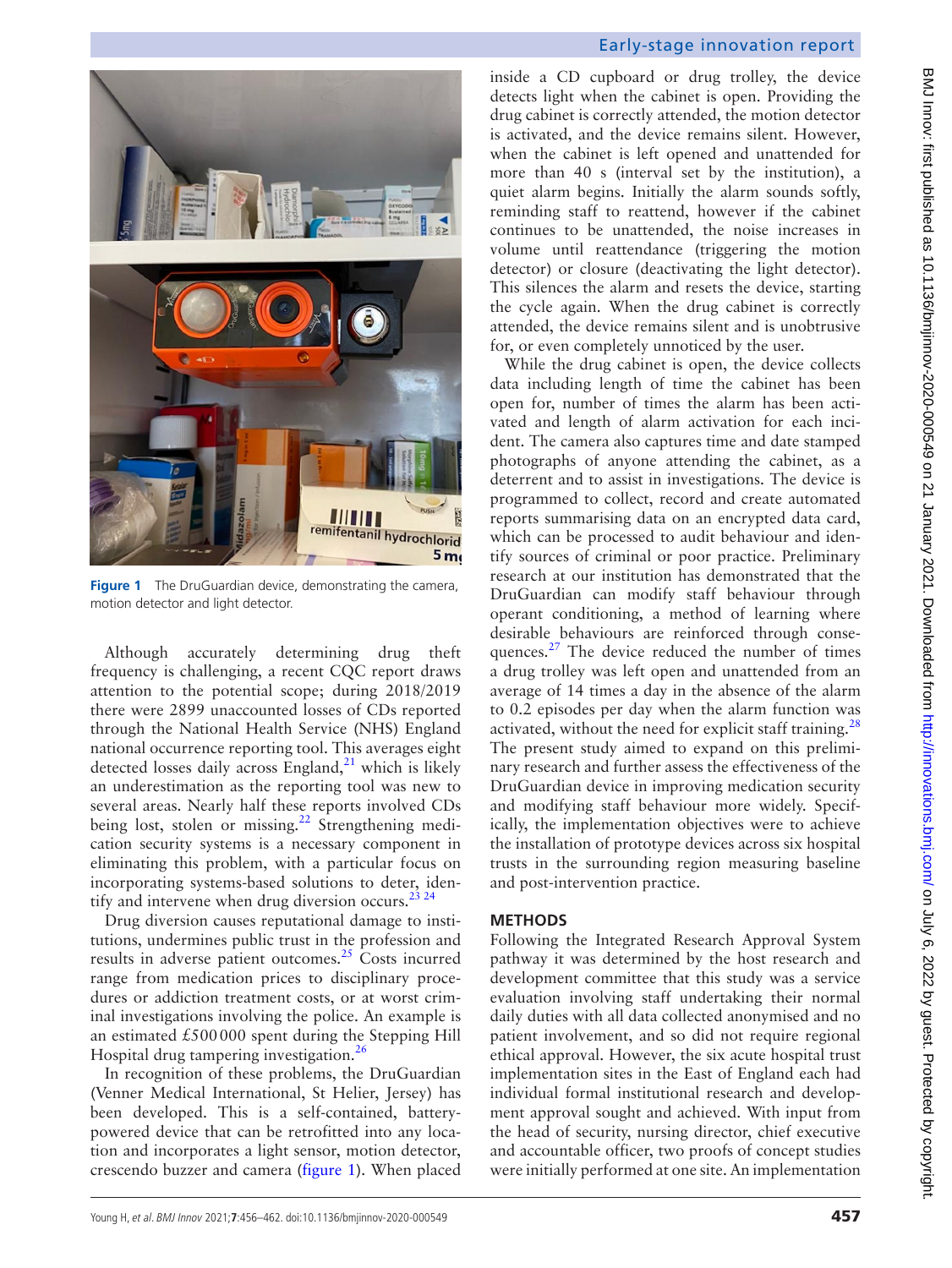Figure 1 The DruGuardian device, demonstrating the camera, motion detector and light detector.

Although accurately determining drug theft frequency is challenging, a recent CQC report draws attention to the potential scope; during 2018/2019 there were 2899 unaccounted losses of CDs reported through the National Health Service (NHS) England national occurrence reporting tool. This averages eight detected losses daily across England,[21] which is likely an underestimation as the reporting tool was new to several areas. Nearly half these reports involved CDs being lost, stolen or missing.[22] Strengthening medication security systems is a necessary component in eliminating this problem, with a particular focus on incorporating systems-based solutions to deter, identify and intervene when drug diversion occurs.[23 24]

Drug diversion causes reputational damage to institutions, undermines public trust in the profession and results in adverse patient outcomes.[25] Costs incurred range from medication prices to disciplinary procedures or addiction treatment costs, or at worst criminal investigations involving the police. An example is an estimated £500 000 spent during the Stepping Hill Hospital drug tampering investigation.[26]

In recognition of these problems, the DruGuardian (Venner Medical International, St Helier, Jersey) has been developed. This is a self-contained, battery-powered device that can be retrofitted into any location and incorporates a light sensor, motion detector, crescendo buzzer and camera (figure 1). When placed inside a CD cupboard or drug trolley, the device detects light when the cabinet is open. Providing the drug cabinet is correctly attended, the motion detector is activated, and the device remains silent. However, when the cabinet is left opened and unattended for more than 40 s (interval set by the institution), a quiet alarm begins. Initially the alarm sounds softly, reminding staff to reattend, however if the cabinet continues to be unattended, the noise increases in volume until reattendance (triggering the motion detector) or closure (deactivating the light detector). This silences the alarm and resets the device, starting the cycle again. When the drug cabinet is correctly attended, the device remains silent and is unobtrusive for, or even completely unnoticed by the user.

While the drug cabinet is open, the device collects data including length of time the cabinet has been open for, number of times the alarm has been activated and length of alarm activation for each incident. The camera also captures time and date stamped photographs of anyone attending the cabinet, as a deterrent and to assist in investigations. The device is programmed to collect, record and create automated reports summarising data on an encrypted data card, which can be processed to audit behaviour and identify sources of criminal or poor practice. Preliminary research at our institution has demonstrated that the DruGuardian can modify staff behaviour through operant conditioning, a method of learning where desirable behaviours are reinforced through consequences.[27] The device reduced the number of times a drug trolley was left open and unattended from an average of 14 times a day in the absence of the alarm to 0.2 episodes per day when the alarm function was activated, without the need for explicit staff training.[28] The present study aimed to expand on this preliminary research and further assess the effectiveness of the DruGuardian device in improving medication security and modifying staff behaviour more widely. Specifically, the implementation objectives were to achieve the installation of prototype devices across six hospital trusts in the surrounding region measuring baseline and post-intervention practice.

## METHODS

Following the Integrated Research Approval System pathway it was determined by the host research and development committee that this study was a service evaluation involving staff undertaking their normal daily duties with all data collected anonymised and no patient involvement, and so did not require regional ethical approval. However, the six acute hospital trust implementation sites in the East of England each had individual formal institutional research and development approval sought and achieved. With input from the head of security, nursing director, chief executive and accountable officer, two proofs of concept studies were initially performed at one site. An implementation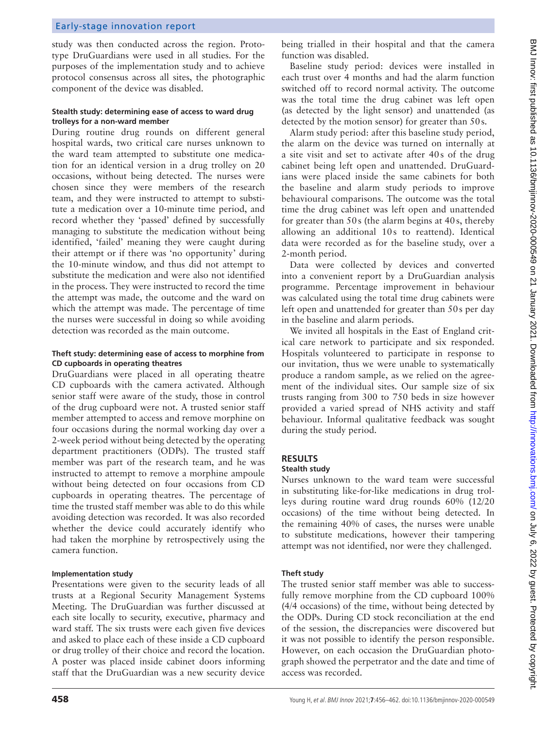study was then conducted across the region. Prototype DruGuardians were used in all studies. For the purposes of the implementation study and to achieve protocol consensus across all sites, the photographic component of the device was disabled.

#### Stealth study: determining ease of access to ward drug trolleys for a non-ward member

During routine drug rounds on different general hospital wards, two critical care nurses unknown to the ward team attempted to substitute one medication for an identical version in a drug trolley on 20 occasions, without being detected. The nurses were chosen since they were members of the research team, and they were instructed to attempt to substitute a medication over a 10-minute time period, and record whether they 'passed' defined by successfully managing to substitute the medication without being identified, 'failed' meaning they were caught during their attempt or if there was 'no opportunity' during the 10-minute window, and thus did not attempt to substitute the medication and were also not identified in the process. They were instructed to record the time the attempt was made, the outcome and the ward on which the attempt was made. The percentage of time the nurses were successful in doing so while avoiding detection was recorded as the main outcome.

#### Theft study: determining ease of access to morphine from CD cupboards in operating theatres

DruGuardians were placed in all operating theatre CD cupboards with the camera activated. Although senior staff were aware of the study, those in control of the drug cupboard were not. A trusted senior staff member attempted to access and remove morphine on four occasions during the normal working day over a 2-week period without being detected by the operating department practitioners (ODPs). The trusted staff member was part of the research team, and he was instructed to attempt to remove a morphine ampoule without being detected on four occasions from CD cupboards in operating theatres. The percentage of time the trusted staff member was able to do this while avoiding detection was recorded. It was also recorded whether the device could accurately identify who had taken the morphine by retrospectively using the camera function.

#### Implementation study

Presentations were given to the security leads of all trusts at a Regional Security Management Systems Meeting. The DruGuardian was further discussed at each site locally to security, executive, pharmacy and ward staff. The six trusts were each given five devices and asked to place each of these inside a CD cupboard or drug trolley of their choice and record the location. A poster was placed inside cabinet doors informing staff that the DruGuardian was a new security device being trialled in their hospital and that the camera function was disabled.

Baseline study period: devices were installed in each trust over 4 months and had the alarm function switched off to record normal activity. The outcome was the total time the drug cabinet was left open (as detected by the light sensor) and unattended (as detected by the motion sensor) for greater than 50s.

Alarm study period: after this baseline study period, the alarm on the device was turned on internally at a site visit and set to activate after 40s of the drug cabinet being left open and unattended. DruGuardians were placed inside the same cabinets for both the baseline and alarm study periods to improve behavioural comparisons. The outcome was the total time the drug cabinet was left open and unattended for greater than 50s (the alarm begins at 40s, thereby allowing an additional 10s to reattend). Identical data were recorded as for the baseline study, over a 2-month period.

Data were collected by devices and converted into a convenient report by a DruGuardian analysis programme. Percentage improvement in behaviour was calculated using the total time drug cabinets were left open and unattended for greater than 50s per day in the baseline and alarm periods.

We invited all hospitals in the East of England critical care network to participate and six responded. Hospitals volunteered to participate in response to our invitation, thus we were unable to systematically produce a random sample, as we relied on the agreement of the individual sites. Our sample size of six trusts ranging from 300 to 750 beds in size however provided a varied spread of NHS activity and staff behaviour. Informal qualitative feedback was sought during the study period.

## RESULTS

#### Stealth study

Nurses unknown to the ward team were successful in substituting like-for-like medications in drug trolleys during routine ward drug rounds 60% (12/20 occasions) of the time without being detected. In the remaining 40% of cases, the nurses were unable to substitute medications, however their tampering attempt was not identified, nor were they challenged.

#### Theft study

The trusted senior staff member was able to successfully remove morphine from the CD cupboard 100% (4/4 occasions) of the time, without being detected by the ODPs. During CD stock reconciliation at the end of the session, the discrepancies were discovered but it was not possible to identify the person responsible. However, on each occasion the DruGuardian photograph showed the perpetrator and the date and time of access was recorded.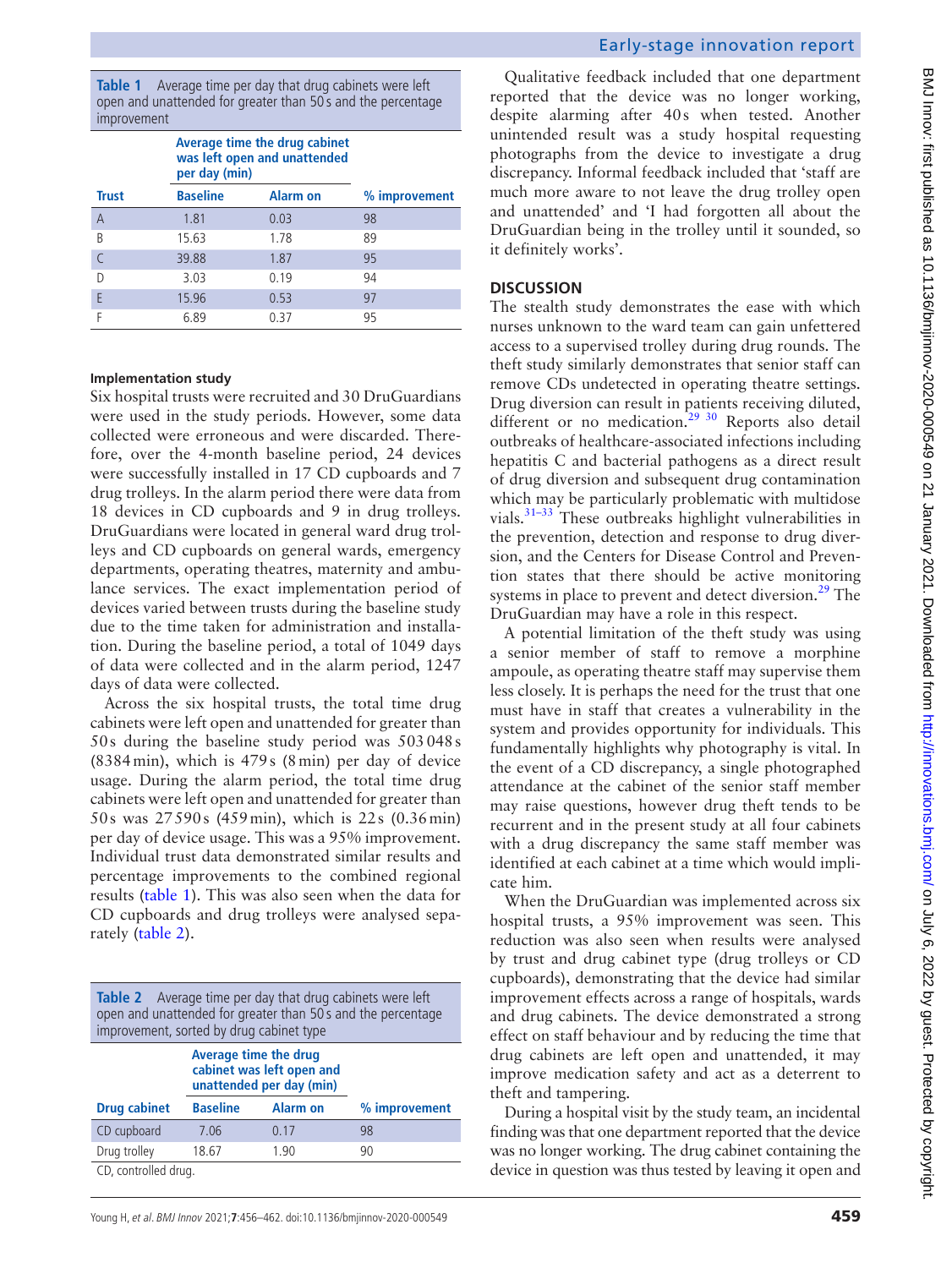**Table 1** Average time per day that drug cabinets were left open and unattended for greater than 50 s and the percentage improvement

| | Average time the drug cabinet was left open and unattended per day (min) | | |
|---|---|---|---|
| **Trust** | **Baseline** | **Alarm on** | **% improvement** |
| A | 1.81 | 0.03 | 98 |
| B | 15.63 | 1.78 | 89 |
| C | 39.88 | 1.87 | 95 |
| D | 3.03 | 0.19 | 94 |
| E | 15.96 | 0.53 | 97 |
| F | 6.89 | 0.37 | 95 |

#### Implementation study

Six hospital trusts were recruited and 30 DruGuardians were used in the study periods. However, some data collected were erroneous and were discarded. Therefore, over the 4-month baseline period, 24 devices were successfully installed in 17 CD cupboards and 7 drug trolleys. In the alarm period there were data from 18 devices in CD cupboards and 9 in drug trolleys. DruGuardians were located in general ward drug trolleys and CD cupboards on general wards, emergency departments, operating theatres, maternity and ambulance services. The exact implementation period of devices varied between trusts during the baseline study due to the time taken for administration and installation. During the baseline period, a total of 1049 days of data were collected and in the alarm period, 1247 days of data were collected.

Across the six hospital trusts, the total time drug cabinets were left open and unattended for greater than 50 s during the baseline study period was 503 048 s (8384 min), which is 479 s (8 min) per day of device usage. During the alarm period, the total time drug cabinets were left open and unattended for greater than 50 s was 27 590 s (459 min), which is 22 s (0.36 min) per day of device usage. This was a 95% improvement. Individual trust data demonstrated similar results and percentage improvements to the combined regional results (table 1). This was also seen when the data for CD cupboards and drug trolleys were analysed separately (table 2).

**Table 2** Average time per day that drug cabinets were left open and unattended for greater than 50 s and the percentage improvement, sorted by drug cabinet type

| | Average time the drug cabinet was left open and unattended per day (min) | | |
|---|---|---|---|
| **Drug cabinet** | **Baseline** | **Alarm on** | **% improvement** |
| CD cupboard | 7.06 | 0.17 | 98 |
| Drug trolley | 18.67 | 1.90 | 90 |

CD, controlled drug.

Qualitative feedback included that one department reported that the device was no longer working, despite alarming after 40 s when tested. Another unintended result was a study hospital requesting photographs from the device to investigate a drug discrepancy. Informal feedback included that 'staff are much more aware to not leave the drug trolley open and unattended' and 'I had forgotten all about the DruGuardian being in the trolley until it sounded, so it definitely works'.

## DISCUSSION

The stealth study demonstrates the ease with which nurses unknown to the ward team can gain unfettered access to a supervised trolley during drug rounds. The theft study similarly demonstrates that senior staff can remove CDs undetected in operating theatre settings. Drug diversion can result in patients receiving diluted, different or no medication.[29 30] Reports also detail outbreaks of healthcare-associated infections including hepatitis C and bacterial pathogens as a direct result of drug diversion and subsequent drug contamination which may be particularly problematic with multidose vials.[31–33] These outbreaks highlight vulnerabilities in the prevention, detection and response to drug diversion, and the Centers for Disease Control and Prevention states that there should be active monitoring systems in place to prevent and detect diversion.[29] The DruGuardian may have a role in this respect.

A potential limitation of the theft study was using a senior member of staff to remove a morphine ampoule, as operating theatre staff may supervise them less closely. It is perhaps the need for the trust that one must have in staff that creates a vulnerability in the system and provides opportunity for individuals. This fundamentally highlights why photography is vital. In the event of a CD discrepancy, a single photographed attendance at the cabinet of the senior staff member may raise questions, however drug theft tends to be recurrent and in the present study at all four cabinets with a drug discrepancy the same staff member was identified at each cabinet at a time which would implicate him.

When the DruGuardian was implemented across six hospital trusts, a 95% improvement was seen. This reduction was also seen when results were analysed by trust and drug cabinet type (drug trolleys or CD cupboards), demonstrating that the device had similar improvement effects across a range of hospitals, wards and drug cabinets. The device demonstrated a strong effect on staff behaviour and by reducing the time that drug cabinets are left open and unattended, it may improve medication safety and act as a deterrent to theft and tampering.

During a hospital visit by the study team, an incidental finding was that one department reported that the device was no longer working. The drug cabinet containing the device in question was thus tested by leaving it open and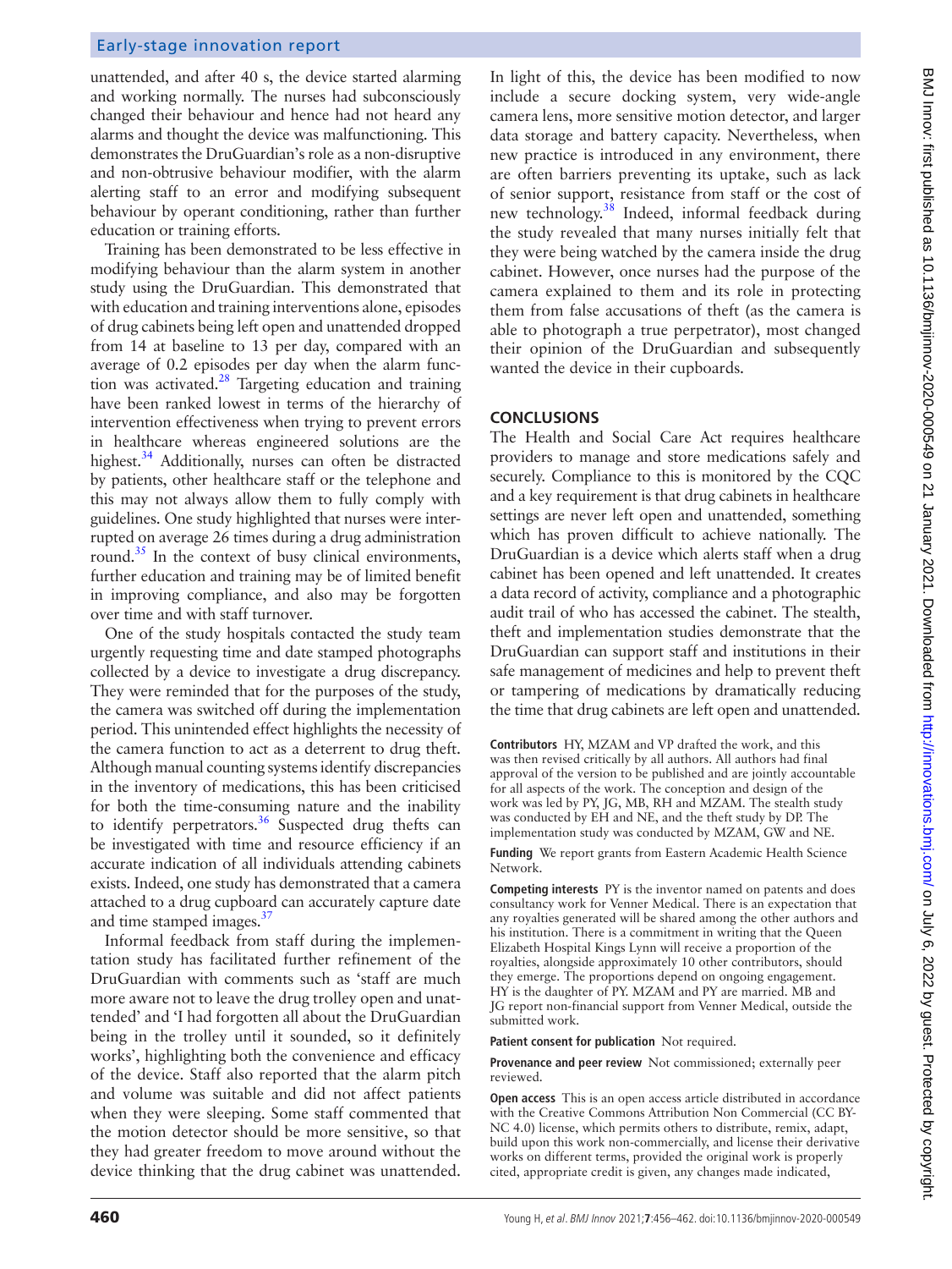unattended, and after 40 s, the device started alarming and working normally. The nurses had subconsciously changed their behaviour and hence had not heard any alarms and thought the device was malfunctioning. This demonstrates the DruGuardian's role as a non-disruptive and non-obtrusive behaviour modifier, with the alarm alerting staff to an error and modifying subsequent behaviour by operant conditioning, rather than further education or training efforts.

Training has been demonstrated to be less effective in modifying behaviour than the alarm system in another study using the DruGuardian. This demonstrated that with education and training interventions alone, episodes of drug cabinets being left open and unattended dropped from 14 at baseline to 13 per day, compared with an average of 0.2 episodes per day when the alarm function was activated.[28] Targeting education and training have been ranked lowest in terms of the hierarchy of intervention effectiveness when trying to prevent errors in healthcare whereas engineered solutions are the highest.[34] Additionally, nurses can often be distracted by patients, other healthcare staff or the telephone and this may not always allow them to fully comply with guidelines. One study highlighted that nurses were interrupted on average 26 times during a drug administration round.[35] In the context of busy clinical environments, further education and training may be of limited benefit in improving compliance, and also may be forgotten over time and with staff turnover.

One of the study hospitals contacted the study team urgently requesting time and date stamped photographs collected by a device to investigate a drug discrepancy. They were reminded that for the purposes of the study, the camera was switched off during the implementation period. This unintended effect highlights the necessity of the camera function to act as a deterrent to drug theft. Although manual counting systems identify discrepancies in the inventory of medications, this has been criticised for both the time-consuming nature and the inability to identify perpetrators.[36] Suspected drug thefts can be investigated with time and resource efficiency if an accurate indication of all individuals attending cabinets exists. Indeed, one study has demonstrated that a camera attached to a drug cupboard can accurately capture date and time stamped images.[37]

Informal feedback from staff during the implementation study has facilitated further refinement of the DruGuardian with comments such as 'staff are much more aware not to leave the drug trolley open and unattended' and 'I had forgotten all about the DruGuardian being in the trolley until it sounded, so it definitely works', highlighting both the convenience and efficacy of the device. Staff also reported that the alarm pitch and volume was suitable and did not affect patients when they were sleeping. Some staff commented that the motion detector should be more sensitive, so that they had greater freedom to move around without the device thinking that the drug cabinet was unattended. In light of this, the device has been modified to now include a secure docking system, very wide-angle camera lens, more sensitive motion detector, and larger data storage and battery capacity. Nevertheless, when new practice is introduced in any environment, there are often barriers preventing its uptake, such as lack of senior support, resistance from staff or the cost of new technology.[38] Indeed, informal feedback during the study revealed that many nurses initially felt that they were being watched by the camera inside the drug cabinet. However, once nurses had the purpose of the camera explained to them and its role in protecting them from false accusations of theft (as the camera is able to photograph a true perpetrator), most changed their opinion of the DruGuardian and subsequently wanted the device in their cupboards.

## CONCLUSIONS

The Health and Social Care Act requires healthcare providers to manage and store medications safely and securely. Compliance to this is monitored by the CQC and a key requirement is that drug cabinets in healthcare settings are never left open and unattended, something which has proven difficult to achieve nationally. The DruGuardian is a device which alerts staff when a drug cabinet has been opened and left unattended. It creates a data record of activity, compliance and a photographic audit trail of who has accessed the cabinet. The stealth, theft and implementation studies demonstrate that the DruGuardian can support staff and institutions in their safe management of medicines and help to prevent theft or tampering of medications by dramatically reducing the time that drug cabinets are left open and unattended.

**Contributors** HY, MZAM and VP drafted the work, and this was then revised critically by all authors. All authors had final approval of the version to be published and are jointly accountable for all aspects of the work. The conception and design of the work was led by PY, JG, MB, RH and MZAM. The stealth study was conducted by EH and NE, and the theft study by DP. The implementation study was conducted by MZAM, GW and NE.

**Funding** We report grants from Eastern Academic Health Science Network.

**Competing interests** PY is the inventor named on patents and does consultancy work for Venner Medical. There is an expectation that any royalties generated will be shared among the other authors and his institution. There is a commitment in writing that the Queen Elizabeth Hospital Kings Lynn will receive a proportion of the royalties, alongside approximately 10 other contributors, should they emerge. The proportions depend on ongoing engagement. HY is the daughter of PY. MZAM and PY are married. MB and JG report non-financial support from Venner Medical, outside the submitted work.

**Patient consent for publication** Not required.

**Provenance and peer review** Not commissioned; externally peer reviewed.

**Open access** This is an open access article distributed in accordance with the Creative Commons Attribution Non Commercial (CC BY-NC 4.0) license, which permits others to distribute, remix, adapt, build upon this work non-commercially, and license their derivative works on different terms, provided the original work is properly cited, appropriate credit is given, any changes made indicated,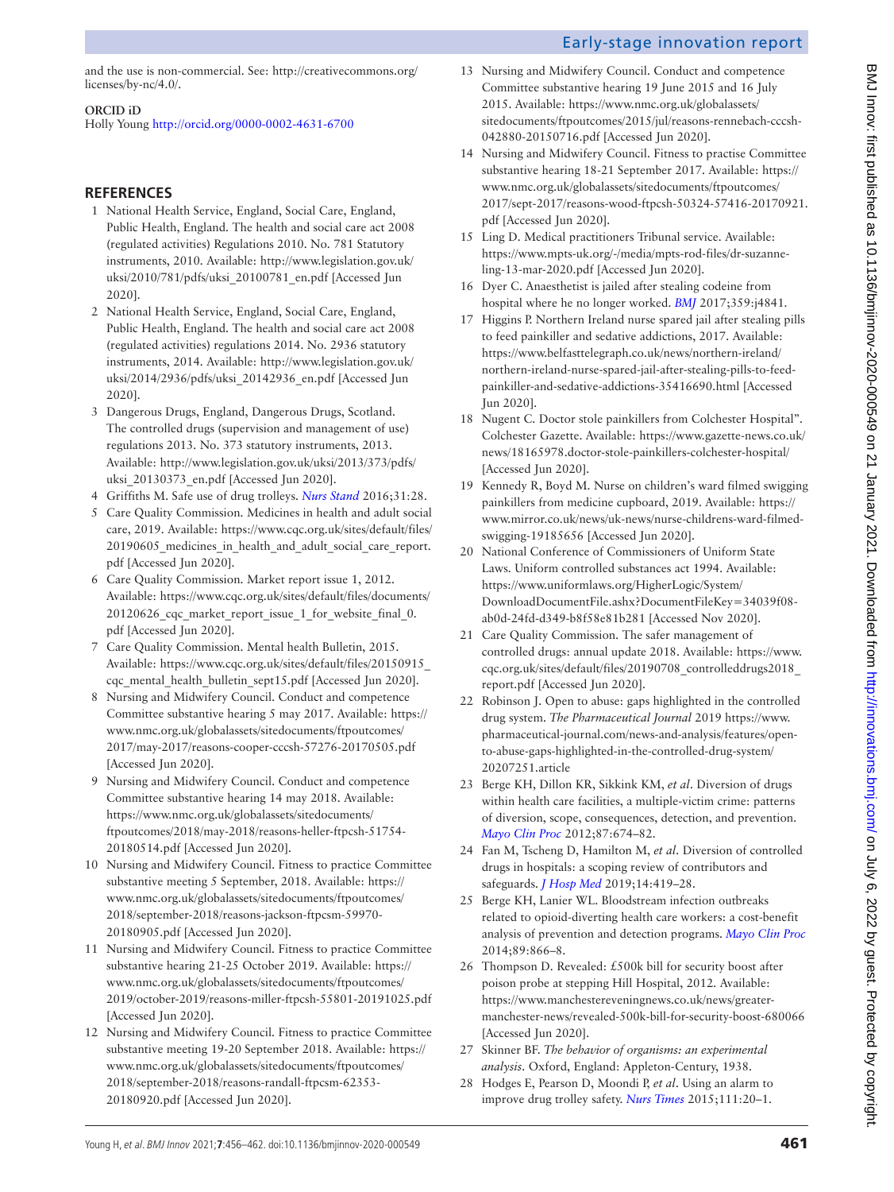and the use is non-commercial. See: http://creativecommons.org/licenses/by-nc/4.0/.

**ORCID iD**

Holly Young http://orcid.org/0000-0002-4631-6700

## REFERENCES

1. National Health Service, England, Social Care, England, Public Health, England. The health and social care act 2008 (regulated activities) Regulations 2010. No. 781 Statutory instruments, 2010. Available: http://www.legislation.gov.uk/uksi/2010/781/pdfs/uksi_20100781_en.pdf [Accessed Jun 2020].
2. National Health Service, England, Social Care, England, Public Health, England. The health and social care act 2008 (regulated activities) regulations 2014. No. 2936 statutory instruments, 2014. Available: http://www.legislation.gov.uk/uksi/2014/2936/pdfs/uksi_20142936_en.pdf [Accessed Jun 2020].
3. Dangerous Drugs, England, Dangerous Drugs, Scotland. The controlled drugs (supervision and management of use) regulations 2013. No. 373 statutory instruments, 2013. Available: http://www.legislation.gov.uk/uksi/2013/373/pdfs/uksi_20130373_en.pdf [Accessed Jun 2020].
4. Griffiths M. Safe use of drug trolleys. *Nurs Stand* 2016;31:28.
5. Care Quality Commission. Medicines in health and adult social care, 2019. Available: https://www.cqc.org.uk/sites/default/files/20190605_medicines_in_health_and_adult_social_care_report.pdf [Accessed Jun 2020].
6. Care Quality Commission. Market report issue 1, 2012. Available: https://www.cqc.org.uk/sites/default/files/documents/20120626_cqc_market_report_issue_1_for_website_final_0.pdf [Accessed Jun 2020].
7. Care Quality Commission. Mental health Bulletin, 2015. Available: https://www.cqc.org.uk/sites/default/files/20150915_cqc_mental_health_bulletin_sept15.pdf [Accessed Jun 2020].
8. Nursing and Midwifery Council. Conduct and competence Committee substantive hearing 5 may 2017. Available: https://www.nmc.org.uk/globalassets/sitedocuments/ftpoutcomes/2017/may-2017/reasons-cooper-cccsh-57276-20170505.pdf [Accessed Jun 2020].
9. Nursing and Midwifery Council. Conduct and competence Committee substantive hearing 14 may 2018. Available: https://www.nmc.org.uk/globalassets/sitedocuments/ftpoutcomes/2018/may-2018/reasons-heller-ftpcsh-51754-20180514.pdf [Accessed Jun 2020].
10. Nursing and Midwifery Council. Fitness to practice Committee substantive meeting 5 September, 2018. Available: https://www.nmc.org.uk/globalassets/sitedocuments/ftpoutcomes/2018/september-2018/reasons-jackson-ftpcsm-59970-20180905.pdf [Accessed Jun 2020].
11. Nursing and Midwifery Council. Fitness to practice Committee substantive hearing 21-25 October 2019. Available: https://www.nmc.org.uk/globalassets/sitedocuments/ftpoutcomes/2019/october-2019/reasons-miller-ftpcsh-55801-20191025.pdf [Accessed Jun 2020].
12. Nursing and Midwifery Council. Fitness to practice Committee substantive meeting 19-20 September 2018. Available: https://www.nmc.org.uk/globalassets/sitedocuments/ftpoutcomes/2018/september-2018/reasons-randall-ftpcsm-62353-20180920.pdf [Accessed Jun 2020].
13. Nursing and Midwifery Council. Conduct and competence Committee substantive hearing 19 June 2015 and 16 July 2015. Available: https://www.nmc.org.uk/globalassets/sitedocuments/ftpoutcomes/2015/jul/reasons-rennebach-cccsh-042880-20150716.pdf [Accessed Jun 2020].
14. Nursing and Midwifery Council. Fitness to practise Committee substantive hearing 18-21 September 2017. Available: https://www.nmc.org.uk/globalassets/sitedocuments/ftpoutcomes/2017/sept-2017/reasons-wood-ftpcsh-50324-57416-20170921.pdf [Accessed Jun 2020].
15. Ling D. Medical practitioners Tribunal service. Available: https://www.mpts-uk.org/-/media/mpts-rod-files/dr-suzanne-ling-13-mar-2020.pdf [Accessed Jun 2020].
16. Dyer C. Anaesthetist is jailed after stealing codeine from hospital where he no longer worked. *BMJ* 2017;359:j4841.
17. Higgins P. Northern Ireland nurse spared jail after stealing pills to feed painkiller and sedative addictions, 2017. Available: https://www.belfasttelegraph.co.uk/news/northern-ireland/northern-ireland-nurse-spared-jail-after-stealing-pills-to-feed-painkiller-and-sedative-addictions-35416690.html [Accessed Jun 2020].
18. Nugent C. Doctor stole painkillers from Colchester Hospital". Colchester Gazette. Available: https://www.gazette-news.co.uk/news/18165978.doctor-stole-painkillers-colchester-hospital/ [Accessed Jun 2020].
19. Kennedy R, Boyd M. Nurse on children's ward filmed swigging painkillers from medicine cupboard, 2019. Available: https://www.mirror.co.uk/news/uk-news/nurse-childrens-ward-filmed-swigging-19185656 [Accessed Jun 2020].
20. National Conference of Commissioners of Uniform State Laws. Uniform controlled substances act 1994. Available: https://www.uniformlaws.org/HigherLogic/System/DownloadDocumentFile.ashx?DocumentFileKey=34039f08-ab0d-24fd-d349-b8f58e81b281 [Accessed Nov 2020].
21. Care Quality Commission. The safer management of controlled drugs: annual update 2018. Available: https://www.cqc.org.uk/sites/default/files/20190708_controlleddrugs2018_report.pdf [Accessed Jun 2020].
22. Robinson J. Open to abuse: gaps highlighted in the controlled drug system. *The Pharmaceutical Journal* 2019 https://www.pharmaceutical-journal.com/news-and-analysis/features/open-to-abuse-gaps-highlighted-in-the-controlled-drug-system/20207251.article
23. Berge KH, Dillon KR, Sikkink KM, *et al*. Diversion of drugs within health care facilities, a multiple-victim crime: patterns of diversion, scope, consequences, detection, and prevention. *Mayo Clin Proc* 2012;87:674–82.
24. Fan M, Tscheng D, Hamilton M, *et al*. Diversion of controlled drugs in hospitals: a scoping review of contributors and safeguards. *J Hosp Med* 2019;14:419–28.
25. Berge KH, Lanier WL. Bloodstream infection outbreaks related to opioid-diverting health care workers: a cost-benefit analysis of prevention and detection programs. *Mayo Clin Proc* 2014;89:866–8.
26. Thompson D. Revealed: £500k bill for security boost after poison probe at stepping Hill Hospital, 2012. Available: https://www.manchestereveningnews.co.uk/news/greater-manchester-news/revealed-500k-bill-for-security-boost-680066 [Accessed Jun 2020].
27. Skinner BF. *The behavior of organisms: an experimental analysis*. Oxford, England: Appleton-Century, 1938.
28. Hodges E, Pearson D, Moondi P, *et al*. Using an alarm to improve drug trolley safety. *Nurs Times* 2015;111:20–1.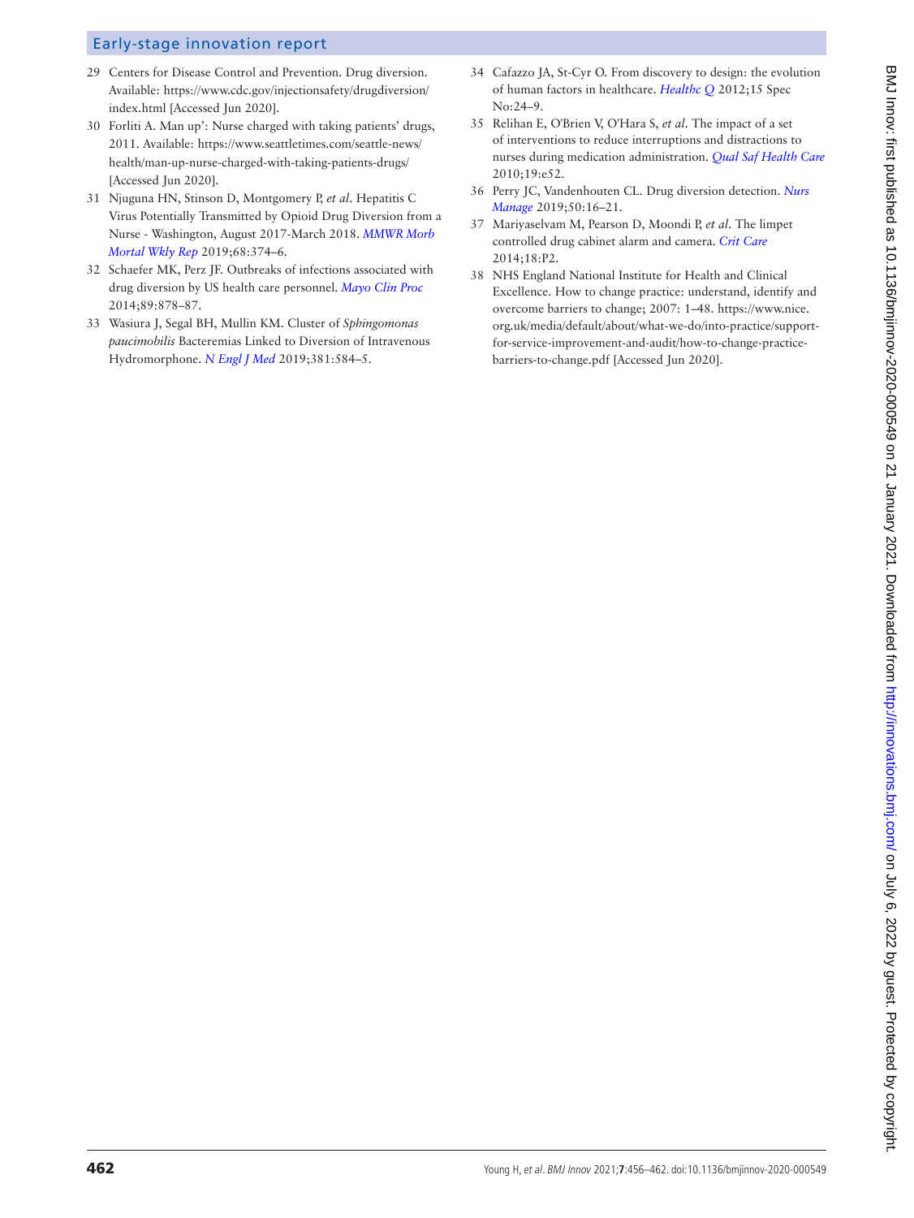29 Centers for Disease Control and Prevention. Drug diversion. Available: https://www.cdc.gov/injectionsafety/drugdiversion/index.html [Accessed Jun 2020].

30 Forliti A. Man up': Nurse charged with taking patients' drugs, 2011. Available: https://www.seattletimes.com/seattle-news/health/man-up-nurse-charged-with-taking-patients-drugs/ [Accessed Jun 2020].

31 Njuguna HN, Stinson D, Montgomery P, *et al*. Hepatitis C Virus Potentially Transmitted by Opioid Drug Diversion from a Nurse - Washington, August 2017-March 2018. *MMWR Morb Mortal Wkly Rep* 2019;68:374–6.

32 Schaefer MK, Perz JF. Outbreaks of infections associated with drug diversion by US health care personnel. *Mayo Clin Proc* 2014;89:878–87.

33 Wasiura J, Segal BH, Mullin KM. Cluster of *Sphingomonas paucimobilis* Bacteremias Linked to Diversion of Intravenous Hydromorphone. *N Engl J Med* 2019;381:584–5.

34 Cafazzo JA, St-Cyr O. From discovery to design: the evolution of human factors in healthcare. *Healthc Q* 2012;15 Spec No:24–9.

35 Relihan E, O'Brien V, O'Hara S, *et al*. The impact of a set of interventions to reduce interruptions and distractions to nurses during medication administration. *Qual Saf Health Care* 2010;19:e52.

36 Perry JC, Vandenhouten CL. Drug diversion detection. *Nurs Manage* 2019;50:16–21.

37 Mariyaselvam M, Pearson D, Moondi P, *et al*. The limpet controlled drug cabinet alarm and camera. *Crit Care* 2014;18:P2.

38 NHS England National Institute for Health and Clinical Excellence. How to change practice: understand, identify and overcome barriers to change; 2007: 1–48. https://www.nice.org.uk/media/default/about/what-we-do/into-practice/support-for-service-improvement-and-audit/how-to-change-practice-barriers-to-change.pdf [Accessed Jun 2020].